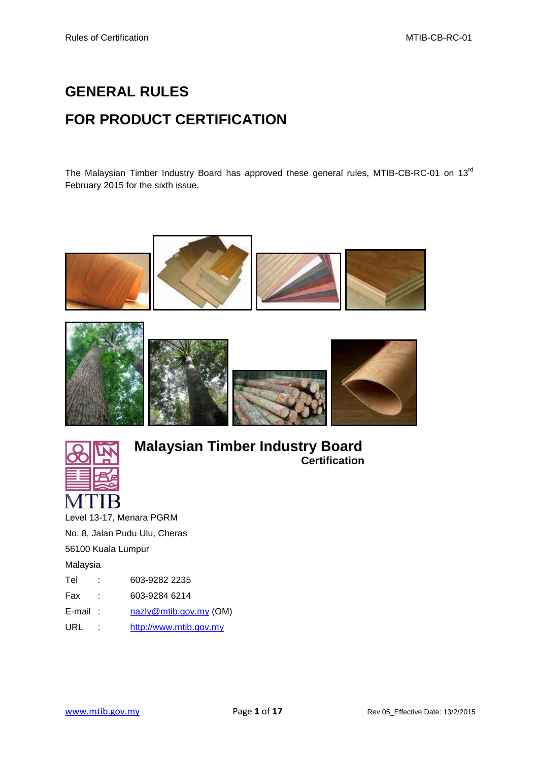# GENERAL RULES

# FOR PRODUCT CERTIFICATION

The Malaysian Timber Industry Board has approved these general rules, MTIB-CB-RC-01 on 13[rd] February 2015 for the sixth issue.

**Malaysian Timber Industry Board**
**Certification**

MTIB

Level 13-17, Menara PGRM
No. 8, Jalan Pudu Ulu, Cheras
56100 Kuala Lumpur
Malaysia

| | | |
|---|---|---|
| Tel | : | 603-9282 2235 |
| Fax | : | 603-9284 6214 |
| E-mail | : | nazly@mtib.gov.my (OM) |
| URL | : | http://www.mtib.gov.my |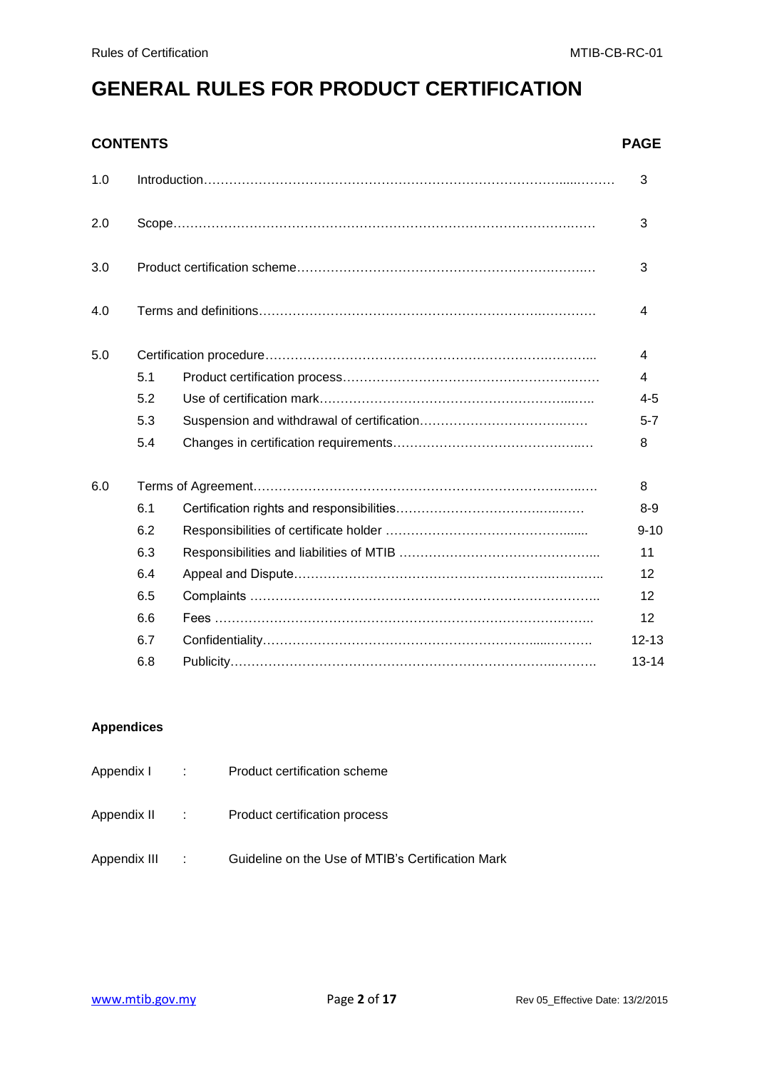# GENERAL RULES FOR PRODUCT CERTIFICATION

| CONTENTS | | | PAGE |
|---|---|---|---|
| 1.0 | Introduction | | 3 |
| 2.0 | Scope | | 3 |
| 3.0 | Product certification scheme | | 3 |
| 4.0 | Terms and definitions | | 4 |
| 5.0 | Certification procedure | | 4 |
| | 5.1 | Product certification process | 4 |
| | 5.2 | Use of certification mark | 4-5 |
| | 5.3 | Suspension and withdrawal of certification | 5-7 |
| | 5.4 | Changes in certification requirements | 8 |
| 6.0 | Terms of Agreement | | 8 |
| | 6.1 | Certification rights and responsibilities | 8-9 |
| | 6.2 | Responsibilities of certificate holder | 9-10 |
| | 6.3 | Responsibilities and liabilities of MTIB | 11 |
| | 6.4 | Appeal and Dispute | 12 |
| | 6.5 | Complaints | 12 |
| | 6.6 | Fees | 12 |
| | 6.7 | Confidentiality | 12-13 |
| | 6.8 | Publicity | 13-14 |

**Appendices**

Appendix I : Product certification scheme

Appendix II : Product certification process

Appendix III : Guideline on the Use of MTIB's Certification Mark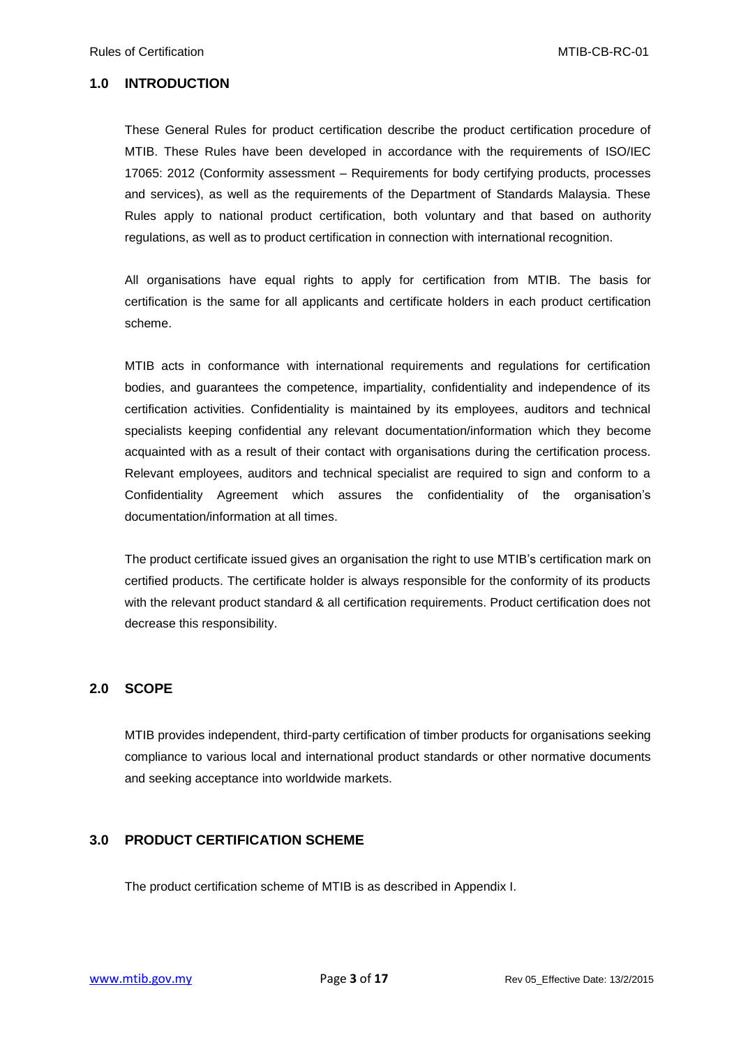## 1.0 INTRODUCTION

These General Rules for product certification describe the product certification procedure of MTIB. These Rules have been developed in accordance with the requirements of ISO/IEC 17065: 2012 (Conformity assessment – Requirements for body certifying products, processes and services), as well as the requirements of the Department of Standards Malaysia. These Rules apply to national product certification, both voluntary and that based on authority regulations, as well as to product certification in connection with international recognition.

All organisations have equal rights to apply for certification from MTIB. The basis for certification is the same for all applicants and certificate holders in each product certification scheme.

MTIB acts in conformance with international requirements and regulations for certification bodies, and guarantees the competence, impartiality, confidentiality and independence of its certification activities. Confidentiality is maintained by its employees, auditors and technical specialists keeping confidential any relevant documentation/information which they become acquainted with as a result of their contact with organisations during the certification process. Relevant employees, auditors and technical specialist are required to sign and conform to a Confidentiality Agreement which assures the confidentiality of the organisation's documentation/information at all times.

The product certificate issued gives an organisation the right to use MTIB's certification mark on certified products. The certificate holder is always responsible for the conformity of its products with the relevant product standard & all certification requirements. Product certification does not decrease this responsibility.

## 2.0 SCOPE

MTIB provides independent, third-party certification of timber products for organisations seeking compliance to various local and international product standards or other normative documents and seeking acceptance into worldwide markets.

## 3.0 PRODUCT CERTIFICATION SCHEME

The product certification scheme of MTIB is as described in Appendix I.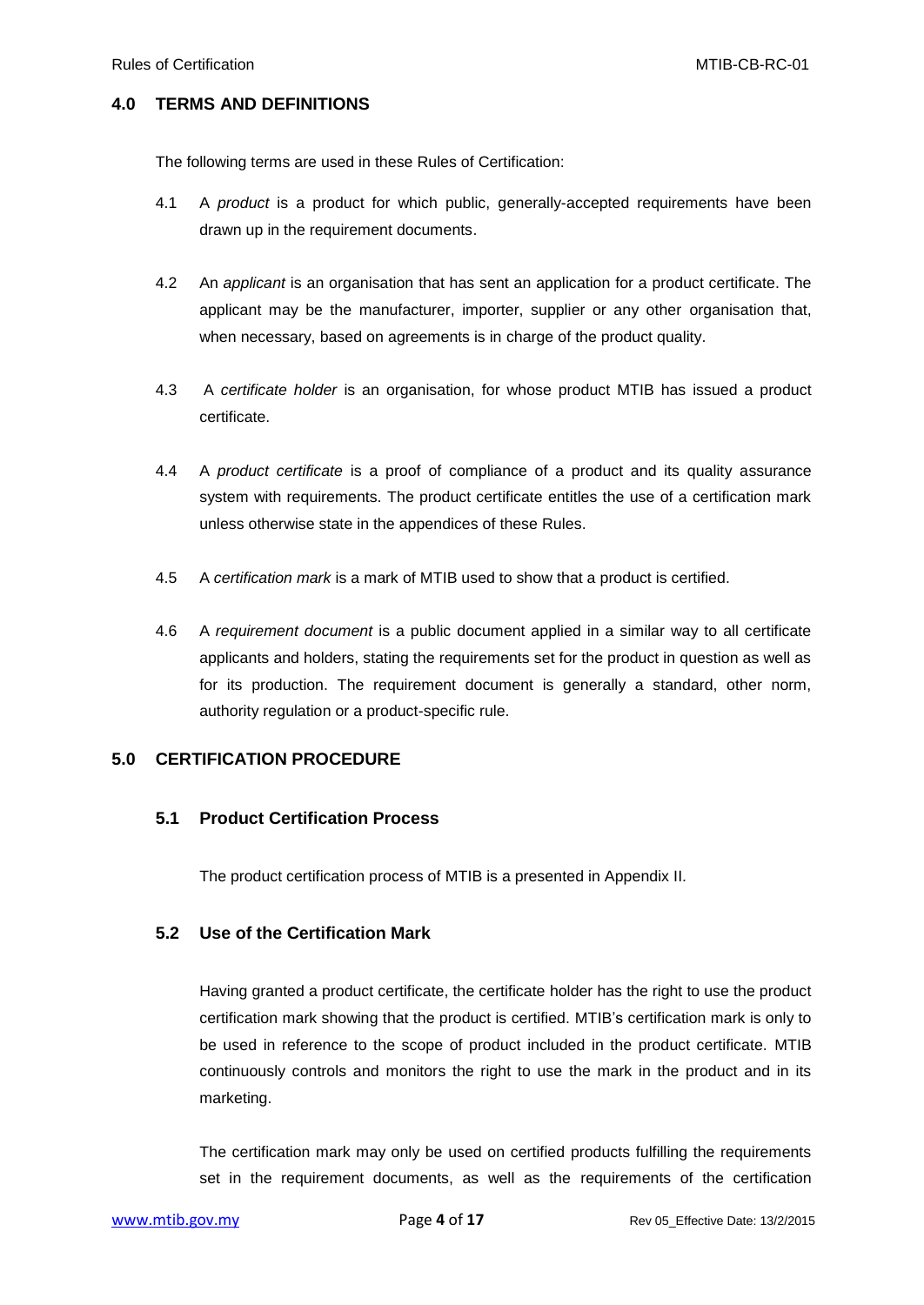## 4.0 TERMS AND DEFINITIONS

The following terms are used in these Rules of Certification:

4.1 A *product* is a product for which public, generally-accepted requirements have been drawn up in the requirement documents.

4.2 An *applicant* is an organisation that has sent an application for a product certificate. The applicant may be the manufacturer, importer, supplier or any other organisation that, when necessary, based on agreements is in charge of the product quality.

4.3 A *certificate holder* is an organisation, for whose product MTIB has issued a product certificate.

4.4 A *product certificate* is a proof of compliance of a product and its quality assurance system with requirements. The product certificate entitles the use of a certification mark unless otherwise state in the appendices of these Rules.

4.5 A *certification mark* is a mark of MTIB used to show that a product is certified.

4.6 A *requirement document* is a public document applied in a similar way to all certificate applicants and holders, stating the requirements set for the product in question as well as for its production. The requirement document is generally a standard, other norm, authority regulation or a product-specific rule.

## 5.0 CERTIFICATION PROCEDURE

### 5.1 Product Certification Process

The product certification process of MTIB is a presented in Appendix II.

### 5.2 Use of the Certification Mark

Having granted a product certificate, the certificate holder has the right to use the product certification mark showing that the product is certified. MTIB's certification mark is only to be used in reference to the scope of product included in the product certificate. MTIB continuously controls and monitors the right to use the mark in the product and in its marketing.

The certification mark may only be used on certified products fulfilling the requirements set in the requirement documents, as well as the requirements of the certification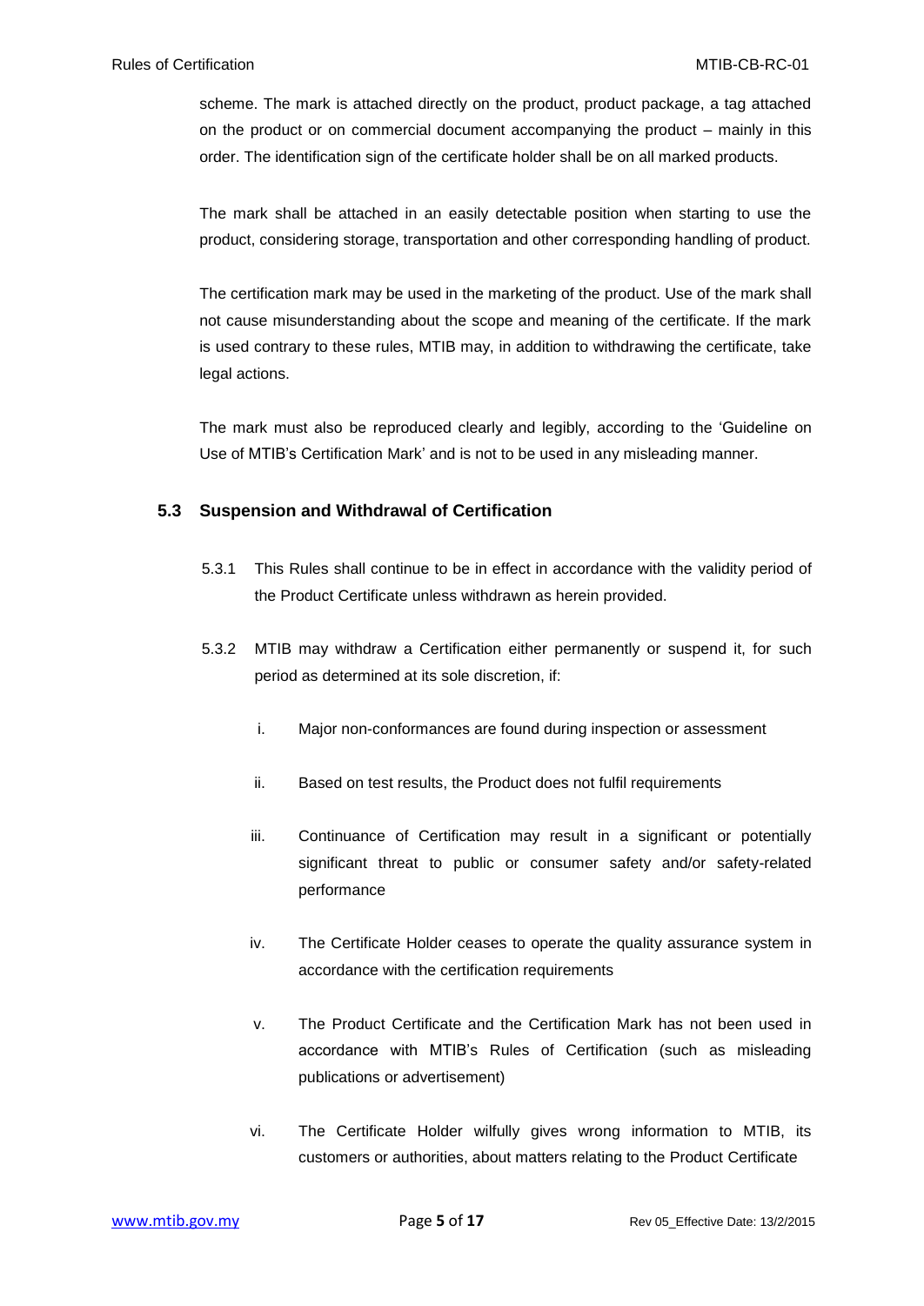scheme. The mark is attached directly on the product, product package, a tag attached on the product or on commercial document accompanying the product – mainly in this order. The identification sign of the certificate holder shall be on all marked products.

The mark shall be attached in an easily detectable position when starting to use the product, considering storage, transportation and other corresponding handling of product.

The certification mark may be used in the marketing of the product. Use of the mark shall not cause misunderstanding about the scope and meaning of the certificate. If the mark is used contrary to these rules, MTIB may, in addition to withdrawing the certificate, take legal actions.

The mark must also be reproduced clearly and legibly, according to the 'Guideline on Use of MTIB's Certification Mark' and is not to be used in any misleading manner.

### 5.3 Suspension and Withdrawal of Certification

5.3.1 This Rules shall continue to be in effect in accordance with the validity period of the Product Certificate unless withdrawn as herein provided.

5.3.2 MTIB may withdraw a Certification either permanently or suspend it, for such period as determined at its sole discretion, if:

i. Major non-conformances are found during inspection or assessment

ii. Based on test results, the Product does not fulfil requirements

iii. Continuance of Certification may result in a significant or potentially significant threat to public or consumer safety and/or safety-related performance

iv. The Certificate Holder ceases to operate the quality assurance system in accordance with the certification requirements

v. The Product Certificate and the Certification Mark has not been used in accordance with MTIB's Rules of Certification (such as misleading publications or advertisement)

vi. The Certificate Holder wilfully gives wrong information to MTIB, its customers or authorities, about matters relating to the Product Certificate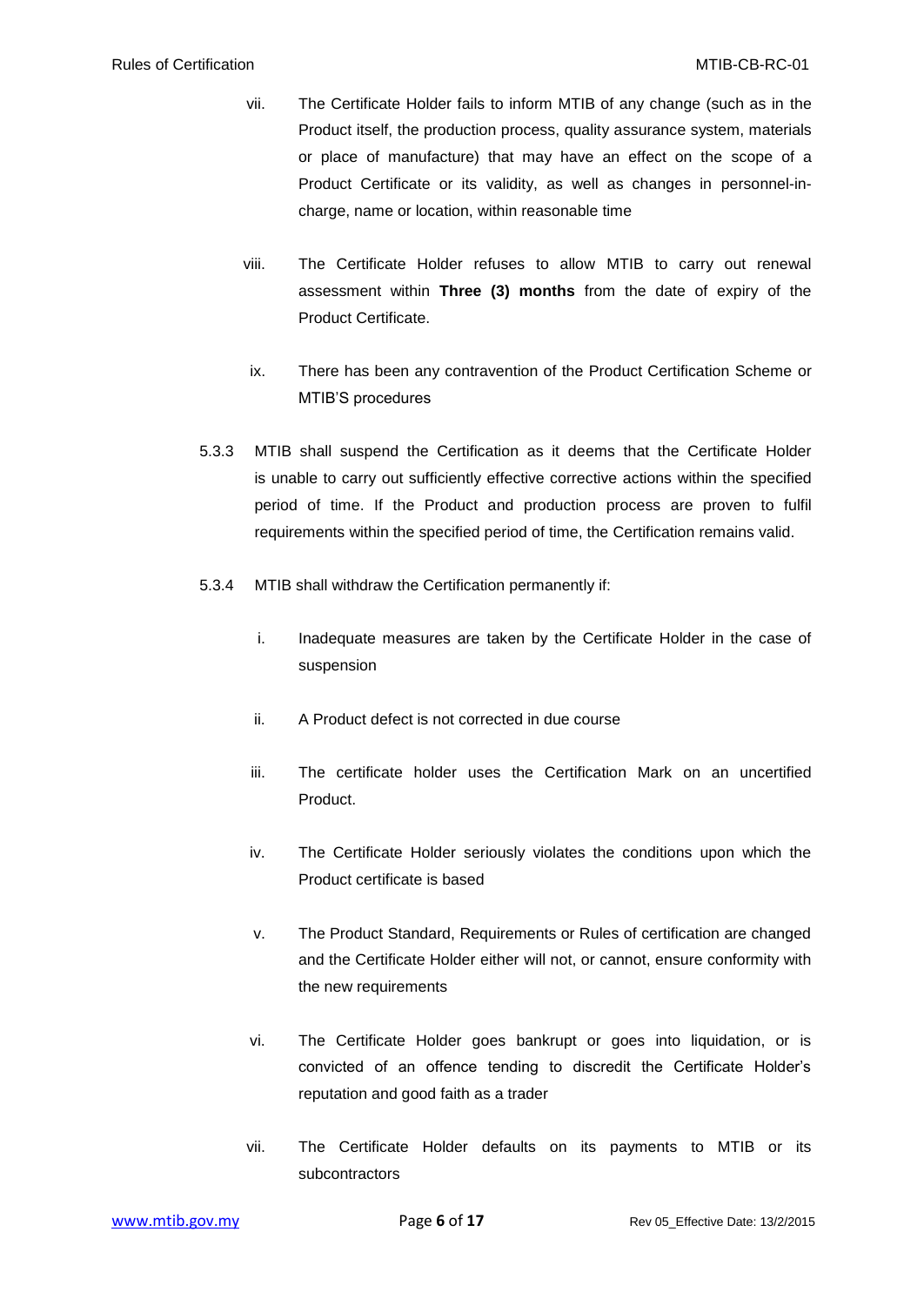vii. The Certificate Holder fails to inform MTIB of any change (such as in the Product itself, the production process, quality assurance system, materials or place of manufacture) that may have an effect on the scope of a Product Certificate or its validity, as well as changes in personnel-in-charge, name or location, within reasonable time

viii. The Certificate Holder refuses to allow MTIB to carry out renewal assessment within **Three (3) months** from the date of expiry of the Product Certificate.

ix. There has been any contravention of the Product Certification Scheme or MTIB'S procedures

5.3.3 MTIB shall suspend the Certification as it deems that the Certificate Holder is unable to carry out sufficiently effective corrective actions within the specified period of time. If the Product and production process are proven to fulfil requirements within the specified period of time, the Certification remains valid.

5.3.4 MTIB shall withdraw the Certification permanently if:

i. Inadequate measures are taken by the Certificate Holder in the case of suspension

ii. A Product defect is not corrected in due course

iii. The certificate holder uses the Certification Mark on an uncertified Product.

iv. The Certificate Holder seriously violates the conditions upon which the Product certificate is based

v. The Product Standard, Requirements or Rules of certification are changed and the Certificate Holder either will not, or cannot, ensure conformity with the new requirements

vi. The Certificate Holder goes bankrupt or goes into liquidation, or is convicted of an offence tending to discredit the Certificate Holder's reputation and good faith as a trader

vii. The Certificate Holder defaults on its payments to MTIB or its subcontractors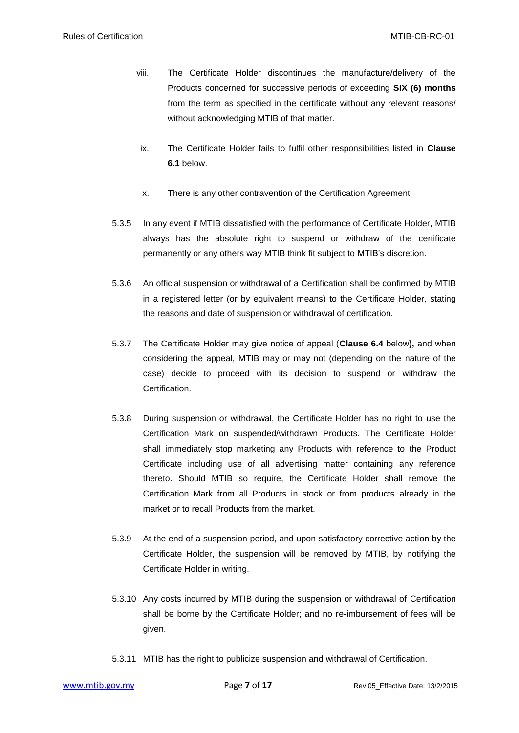viii. The Certificate Holder discontinues the manufacture/delivery of the Products concerned for successive periods of exceeding **SIX (6) months** from the term as specified in the certificate without any relevant reasons/ without acknowledging MTIB of that matter.

ix. The Certificate Holder fails to fulfil other responsibilities listed in **Clause 6.1** below.

x. There is any other contravention of the Certification Agreement

5.3.5 In any event if MTIB dissatisfied with the performance of Certificate Holder, MTIB always has the absolute right to suspend or withdraw of the certificate permanently or any others way MTIB think fit subject to MTIB's discretion.

5.3.6 An official suspension or withdrawal of a Certification shall be confirmed by MTIB in a registered letter (or by equivalent means) to the Certificate Holder, stating the reasons and date of suspension or withdrawal of certification.

5.3.7 The Certificate Holder may give notice of appeal (**Clause 6.4** below**),** and when considering the appeal, MTIB may or may not (depending on the nature of the case) decide to proceed with its decision to suspend or withdraw the Certification.

5.3.8 During suspension or withdrawal, the Certificate Holder has no right to use the Certification Mark on suspended/withdrawn Products. The Certificate Holder shall immediately stop marketing any Products with reference to the Product Certificate including use of all advertising matter containing any reference thereto. Should MTIB so require, the Certificate Holder shall remove the Certification Mark from all Products in stock or from products already in the market or to recall Products from the market.

5.3.9 At the end of a suspension period, and upon satisfactory corrective action by the Certificate Holder, the suspension will be removed by MTIB, by notifying the Certificate Holder in writing.

5.3.10 Any costs incurred by MTIB during the suspension or withdrawal of Certification shall be borne by the Certificate Holder; and no re-imbursement of fees will be given.

5.3.11 MTIB has the right to publicize suspension and withdrawal of Certification.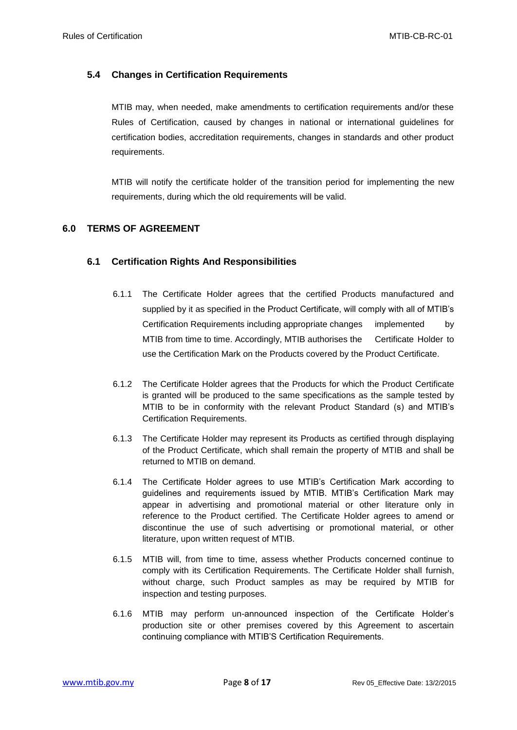### 5.4 Changes in Certification Requirements

MTIB may, when needed, make amendments to certification requirements and/or these Rules of Certification, caused by changes in national or international guidelines for certification bodies, accreditation requirements, changes in standards and other product requirements.

MTIB will notify the certificate holder of the transition period for implementing the new requirements, during which the old requirements will be valid.

## 6.0 TERMS OF AGREEMENT

### 6.1 Certification Rights And Responsibilities

6.1.1 The Certificate Holder agrees that the certified Products manufactured and supplied by it as specified in the Product Certificate, will comply with all of MTIB's Certification Requirements including appropriate changes implemented by MTIB from time to time. Accordingly, MTIB authorises the Certificate Holder to use the Certification Mark on the Products covered by the Product Certificate.

6.1.2 The Certificate Holder agrees that the Products for which the Product Certificate is granted will be produced to the same specifications as the sample tested by MTIB to be in conformity with the relevant Product Standard (s) and MTIB's Certification Requirements.

6.1.3 The Certificate Holder may represent its Products as certified through displaying of the Product Certificate, which shall remain the property of MTIB and shall be returned to MTIB on demand.

6.1.4 The Certificate Holder agrees to use MTIB's Certification Mark according to guidelines and requirements issued by MTIB. MTIB's Certification Mark may appear in advertising and promotional material or other literature only in reference to the Product certified. The Certificate Holder agrees to amend or discontinue the use of such advertising or promotional material, or other literature, upon written request of MTIB.

6.1.5 MTIB will, from time to time, assess whether Products concerned continue to comply with its Certification Requirements. The Certificate Holder shall furnish, without charge, such Product samples as may be required by MTIB for inspection and testing purposes.

6.1.6 MTIB may perform un-announced inspection of the Certificate Holder's production site or other premises covered by this Agreement to ascertain continuing compliance with MTIB'S Certification Requirements.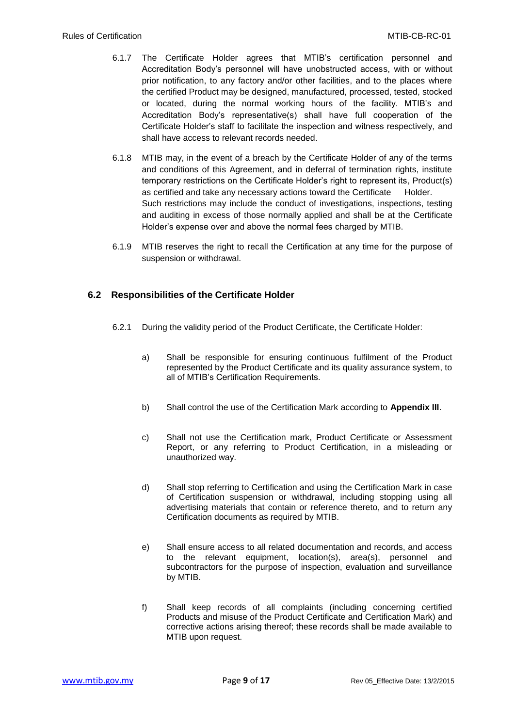6.1.7 The Certificate Holder agrees that MTIB's certification personnel and Accreditation Body's personnel will have unobstructed access, with or without prior notification, to any factory and/or other facilities, and to the places where the certified Product may be designed, manufactured, processed, tested, stocked or located, during the normal working hours of the facility. MTIB's and Accreditation Body's representative(s) shall have full cooperation of the Certificate Holder's staff to facilitate the inspection and witness respectively, and shall have access to relevant records needed.

6.1.8 MTIB may, in the event of a breach by the Certificate Holder of any of the terms and conditions of this Agreement, and in deferral of termination rights, institute temporary restrictions on the Certificate Holder's right to represent its, Product(s) as certified and take any necessary actions toward the Certificate Holder. Such restrictions may include the conduct of investigations, inspections, testing and auditing in excess of those normally applied and shall be at the Certificate Holder's expense over and above the normal fees charged by MTIB.

6.1.9 MTIB reserves the right to recall the Certification at any time for the purpose of suspension or withdrawal.

### 6.2 Responsibilities of the Certificate Holder

6.2.1 During the validity period of the Product Certificate, the Certificate Holder:

a) Shall be responsible for ensuring continuous fulfilment of the Product represented by the Product Certificate and its quality assurance system, to all of MTIB's Certification Requirements.

b) Shall control the use of the Certification Mark according to **Appendix III**.

c) Shall not use the Certification mark, Product Certificate or Assessment Report, or any referring to Product Certification, in a misleading or unauthorized way.

d) Shall stop referring to Certification and using the Certification Mark in case of Certification suspension or withdrawal, including stopping using all advertising materials that contain or reference thereto, and to return any Certification documents as required by MTIB.

e) Shall ensure access to all related documentation and records, and access to the relevant equipment, location(s), area(s), personnel and subcontractors for the purpose of inspection, evaluation and surveillance by MTIB.

f) Shall keep records of all complaints (including concerning certified Products and misuse of the Product Certificate and Certification Mark) and corrective actions arising thereof; these records shall be made available to MTIB upon request.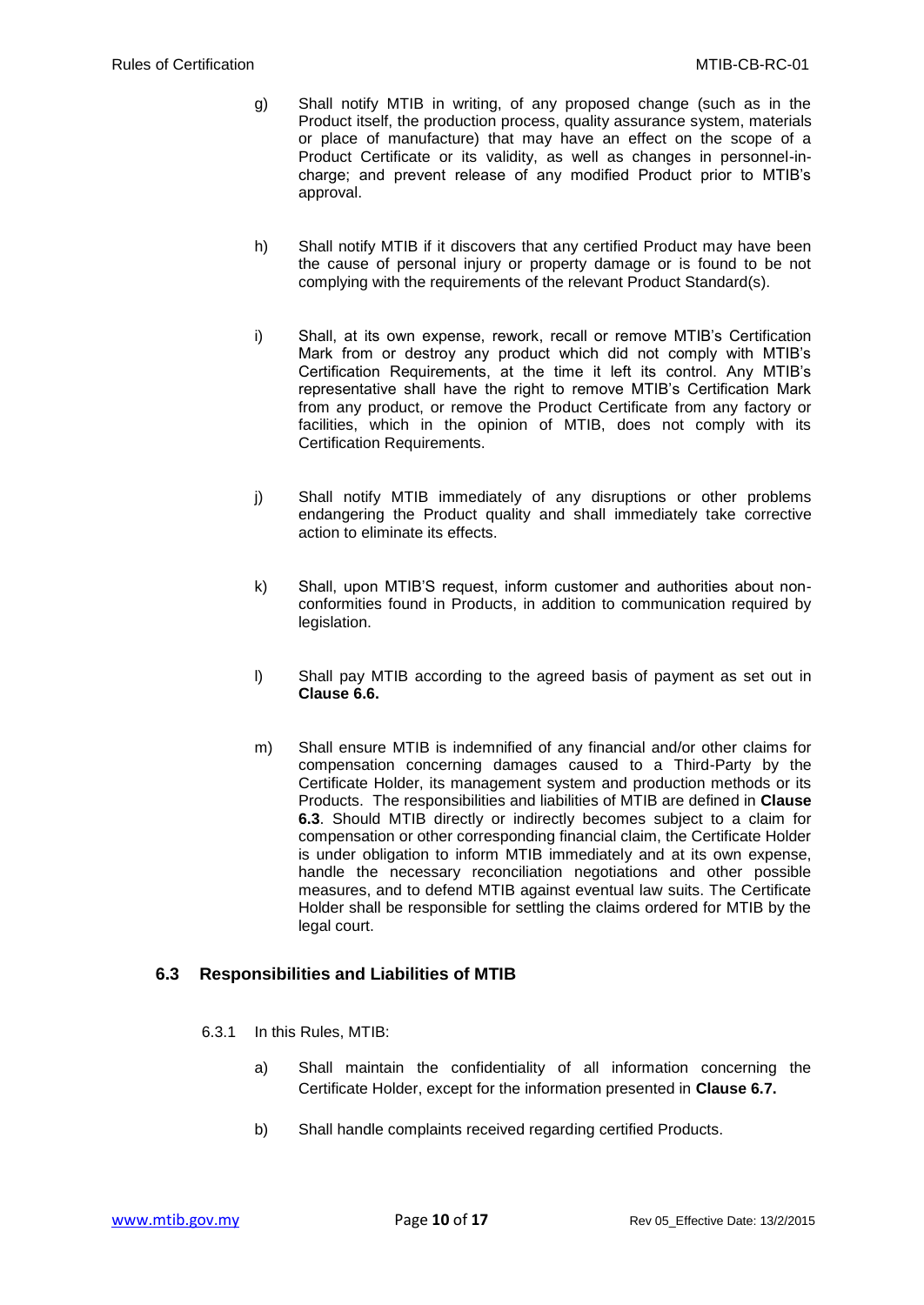g) Shall notify MTIB in writing, of any proposed change (such as in the Product itself, the production process, quality assurance system, materials or place of manufacture) that may have an effect on the scope of a Product Certificate or its validity, as well as changes in personnel-in-charge; and prevent release of any modified Product prior to MTIB's approval.

h) Shall notify MTIB if it discovers that any certified Product may have been the cause of personal injury or property damage or is found to be not complying with the requirements of the relevant Product Standard(s).

i) Shall, at its own expense, rework, recall or remove MTIB's Certification Mark from or destroy any product which did not comply with MTIB's Certification Requirements, at the time it left its control. Any MTIB's representative shall have the right to remove MTIB's Certification Mark from any product, or remove the Product Certificate from any factory or facilities, which in the opinion of MTIB, does not comply with its Certification Requirements.

j) Shall notify MTIB immediately of any disruptions or other problems endangering the Product quality and shall immediately take corrective action to eliminate its effects.

k) Shall, upon MTIB'S request, inform customer and authorities about non-conformities found in Products, in addition to communication required by legislation.

l) Shall pay MTIB according to the agreed basis of payment as set out in **Clause 6.6.**

m) Shall ensure MTIB is indemnified of any financial and/or other claims for compensation concerning damages caused to a Third-Party by the Certificate Holder, its management system and production methods or its Products. The responsibilities and liabilities of MTIB are defined in **Clause 6.3**. Should MTIB directly or indirectly becomes subject to a claim for compensation or other corresponding financial claim, the Certificate Holder is under obligation to inform MTIB immediately and at its own expense, handle the necessary reconciliation negotiations and other possible measures, and to defend MTIB against eventual law suits. The Certificate Holder shall be responsible for settling the claims ordered for MTIB by the legal court.

### 6.3 Responsibilities and Liabilities of MTIB

6.3.1 In this Rules, MTIB:

a) Shall maintain the confidentiality of all information concerning the Certificate Holder, except for the information presented in **Clause 6.7.**

b) Shall handle complaints received regarding certified Products.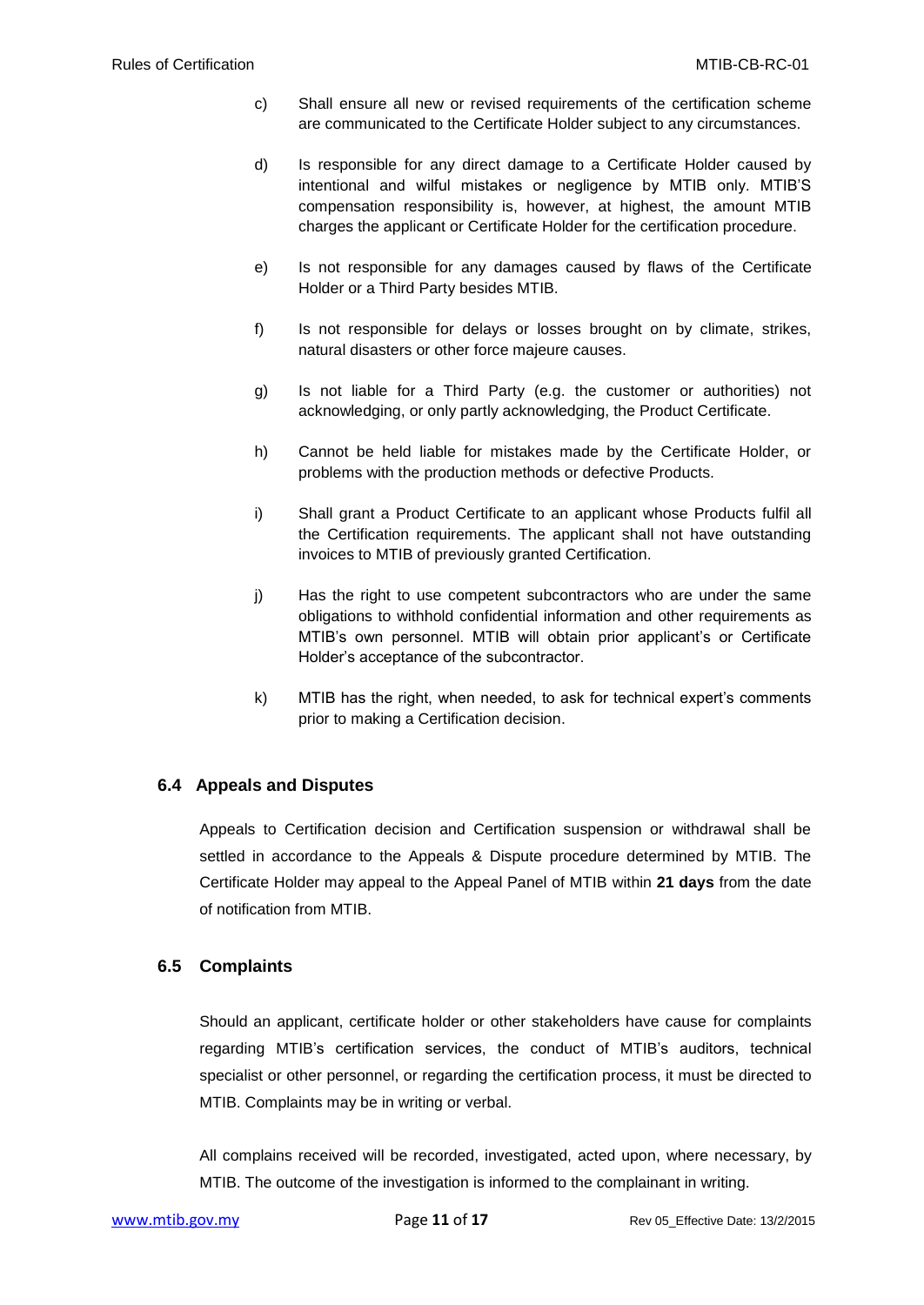c) Shall ensure all new or revised requirements of the certification scheme are communicated to the Certificate Holder subject to any circumstances.

d) Is responsible for any direct damage to a Certificate Holder caused by intentional and wilful mistakes or negligence by MTIB only. MTIB'S compensation responsibility is, however, at highest, the amount MTIB charges the applicant or Certificate Holder for the certification procedure.

e) Is not responsible for any damages caused by flaws of the Certificate Holder or a Third Party besides MTIB.

f) Is not responsible for delays or losses brought on by climate, strikes, natural disasters or other force majeure causes.

g) Is not liable for a Third Party (e.g. the customer or authorities) not acknowledging, or only partly acknowledging, the Product Certificate.

h) Cannot be held liable for mistakes made by the Certificate Holder, or problems with the production methods or defective Products.

i) Shall grant a Product Certificate to an applicant whose Products fulfil all the Certification requirements. The applicant shall not have outstanding invoices to MTIB of previously granted Certification.

j) Has the right to use competent subcontractors who are under the same obligations to withhold confidential information and other requirements as MTIB's own personnel. MTIB will obtain prior applicant's or Certificate Holder's acceptance of the subcontractor.

k) MTIB has the right, when needed, to ask for technical expert's comments prior to making a Certification decision.

### 6.4 Appeals and Disputes

Appeals to Certification decision and Certification suspension or withdrawal shall be settled in accordance to the Appeals & Dispute procedure determined by MTIB. The Certificate Holder may appeal to the Appeal Panel of MTIB within **21 days** from the date of notification from MTIB.

### 6.5 Complaints

Should an applicant, certificate holder or other stakeholders have cause for complaints regarding MTIB's certification services, the conduct of MTIB's auditors, technical specialist or other personnel, or regarding the certification process, it must be directed to MTIB. Complaints may be in writing or verbal.

All complains received will be recorded, investigated, acted upon, where necessary, by MTIB. The outcome of the investigation is informed to the complainant in writing.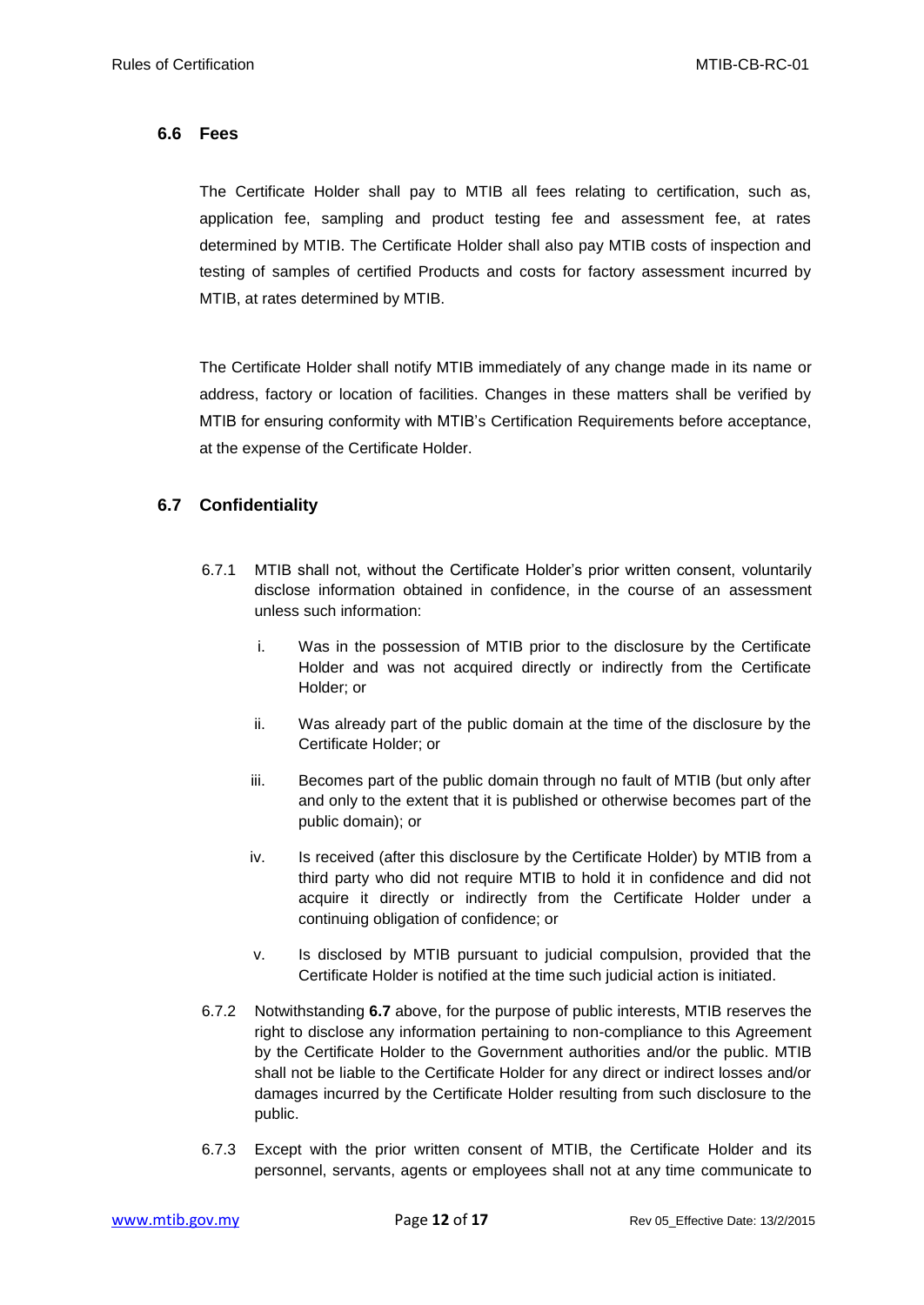### 6.6 Fees

The Certificate Holder shall pay to MTIB all fees relating to certification, such as, application fee, sampling and product testing fee and assessment fee, at rates determined by MTIB. The Certificate Holder shall also pay MTIB costs of inspection and testing of samples of certified Products and costs for factory assessment incurred by MTIB, at rates determined by MTIB.

The Certificate Holder shall notify MTIB immediately of any change made in its name or address, factory or location of facilities. Changes in these matters shall be verified by MTIB for ensuring conformity with MTIB's Certification Requirements before acceptance, at the expense of the Certificate Holder.

### 6.7 Confidentiality

6.7.1 MTIB shall not, without the Certificate Holder's prior written consent, voluntarily disclose information obtained in confidence, in the course of an assessment unless such information:

i. Was in the possession of MTIB prior to the disclosure by the Certificate Holder and was not acquired directly or indirectly from the Certificate Holder; or

ii. Was already part of the public domain at the time of the disclosure by the Certificate Holder; or

iii. Becomes part of the public domain through no fault of MTIB (but only after and only to the extent that it is published or otherwise becomes part of the public domain); or

iv. Is received (after this disclosure by the Certificate Holder) by MTIB from a third party who did not require MTIB to hold it in confidence and did not acquire it directly or indirectly from the Certificate Holder under a continuing obligation of confidence; or

v. Is disclosed by MTIB pursuant to judicial compulsion, provided that the Certificate Holder is notified at the time such judicial action is initiated.

6.7.2 Notwithstanding **6.7** above, for the purpose of public interests, MTIB reserves the right to disclose any information pertaining to non-compliance to this Agreement by the Certificate Holder to the Government authorities and/or the public. MTIB shall not be liable to the Certificate Holder for any direct or indirect losses and/or damages incurred by the Certificate Holder resulting from such disclosure to the public.

6.7.3 Except with the prior written consent of MTIB, the Certificate Holder and its personnel, servants, agents or employees shall not at any time communicate to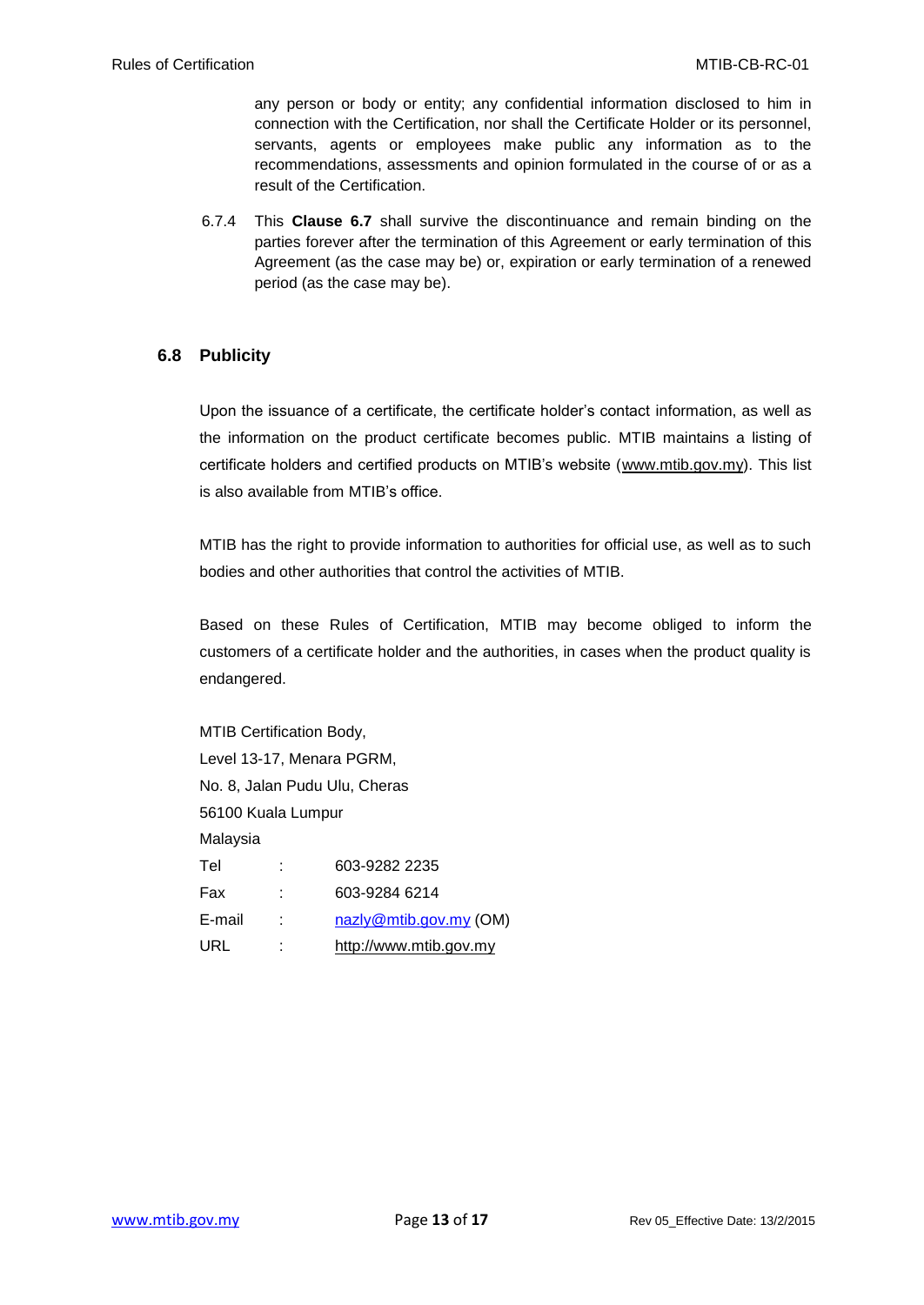any person or body or entity; any confidential information disclosed to him in connection with the Certification, nor shall the Certificate Holder or its personnel, servants, agents or employees make public any information as to the recommendations, assessments and opinion formulated in the course of or as a result of the Certification.

6.7.4 This **Clause 6.7** shall survive the discontinuance and remain binding on the parties forever after the termination of this Agreement or early termination of this Agreement (as the case may be) or, expiration or early termination of a renewed period (as the case may be).

### 6.8 Publicity

Upon the issuance of a certificate, the certificate holder's contact information, as well as the information on the product certificate becomes public. MTIB maintains a listing of certificate holders and certified products on MTIB's website (www.mtib.gov.my). This list is also available from MTIB's office.

MTIB has the right to provide information to authorities for official use, as well as to such bodies and other authorities that control the activities of MTIB.

Based on these Rules of Certification, MTIB may become obliged to inform the customers of a certificate holder and the authorities, in cases when the product quality is endangered.

MTIB Certification Body,
Level 13-17, Menara PGRM,
No. 8, Jalan Pudu Ulu, Cheras
56100 Kuala Lumpur
Malaysia

| | | |
|---|---|---|
| Tel | : | 603-9282 2235 |
| Fax | : | 603-9284 6214 |
| E-mail | : | nazly@mtib.gov.my (OM) |
| URL | : | http://www.mtib.gov.my |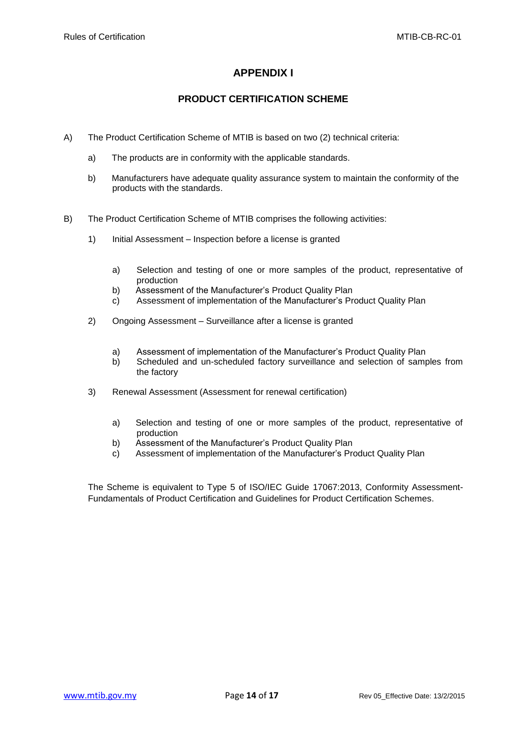# APPENDIX I

## PRODUCT CERTIFICATION SCHEME

A) The Product Certification Scheme of MTIB is based on two (2) technical criteria:

   a) The products are in conformity with the applicable standards.

   b) Manufacturers have adequate quality assurance system to maintain the conformity of the products with the standards.

B) The Product Certification Scheme of MTIB comprises the following activities:

   1) Initial Assessment – Inspection before a license is granted

      a) Selection and testing of one or more samples of the product, representative of production
      b) Assessment of the Manufacturer's Product Quality Plan
      c) Assessment of implementation of the Manufacturer's Product Quality Plan

   2) Ongoing Assessment – Surveillance after a license is granted

      a) Assessment of implementation of the Manufacturer's Product Quality Plan
      b) Scheduled and un-scheduled factory surveillance and selection of samples from the factory

   3) Renewal Assessment (Assessment for renewal certification)

      a) Selection and testing of one or more samples of the product, representative of production
      b) Assessment of the Manufacturer's Product Quality Plan
      c) Assessment of implementation of the Manufacturer's Product Quality Plan

The Scheme is equivalent to Type 5 of ISO/IEC Guide 17067:2013, Conformity Assessment-Fundamentals of Product Certification and Guidelines for Product Certification Schemes.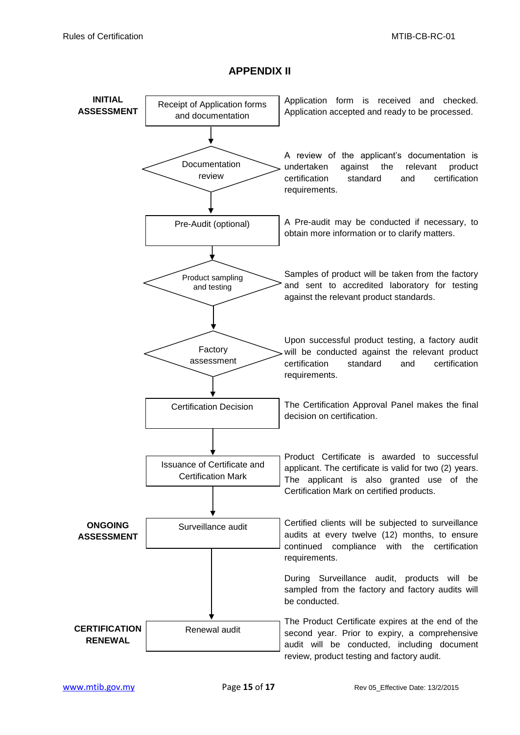## APPENDIX II

| Stage | Step | Description |
|---|---|---|
| **INITIAL ASSESSMENT** | Receipt of Application forms and documentation | Application form is received and checked. Application accepted and ready to be processed. |
| | Documentation review | A review of the applicant's documentation is undertaken against the relevant product certification standard and certification requirements. |
| | Pre-Audit (optional) | A Pre-audit may be conducted if necessary, to obtain more information or to clarify matters. |
| | Product sampling and testing | Samples of product will be taken from the factory and sent to accredited laboratory for testing against the relevant product standards. |
| | Factory assessment | Upon successful product testing, a factory audit will be conducted against the relevant product certification standard and certification requirements. |
| | Certification Decision | The Certification Approval Panel makes the final decision on certification. |
| | Issuance of Certificate and Certification Mark | Product Certificate is awarded to successful applicant. The certificate is valid for two (2) years. The applicant is also granted use of the Certification Mark on certified products. |
| **ONGOING ASSESSMENT** | Surveillance audit | Certified clients will be subjected to surveillance audits at every twelve (12) months, to ensure continued compliance with the certification requirements.<br><br>During Surveillance audit, products will be sampled from the factory and factory audits will be conducted. |
| **CERTIFICATION RENEWAL** | Renewal audit | The Product Certificate expires at the end of the second year. Prior to expiry, a comprehensive audit will be conducted, including document review, product testing and factory audit. |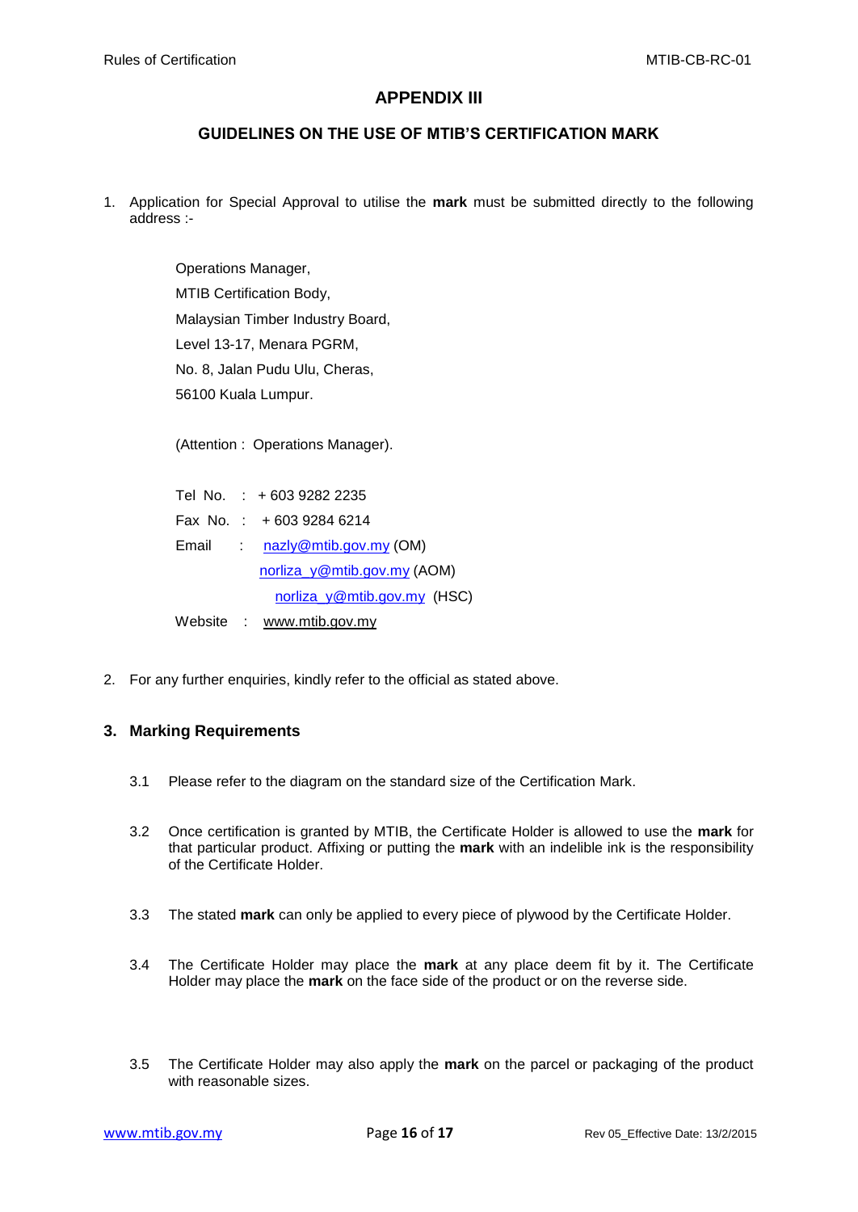# APPENDIX III

## GUIDELINES ON THE USE OF MTIB'S CERTIFICATION MARK

1. Application for Special Approval to utilise the **mark** must be submitted directly to the following address :-

   Operations Manager,
   MTIB Certification Body,
   Malaysian Timber Industry Board,
   Level 13-17, Menara PGRM,
   No. 8, Jalan Pudu Ulu, Cheras,
   56100 Kuala Lumpur.

   (Attention : Operations Manager).

   Tel No. : + 603 9282 2235
   Fax No. : + 603 9284 6214
   Email : nazly@mtib.gov.my (OM)
   norliza_y@mtib.gov.my (AOM)
   norliza_y@mtib.gov.my (HSC)
   Website : www.mtib.gov.my

2. For any further enquiries, kindly refer to the official as stated above.

### 3. Marking Requirements

3.1 Please refer to the diagram on the standard size of the Certification Mark.

3.2 Once certification is granted by MTIB, the Certificate Holder is allowed to use the **mark** for that particular product. Affixing or putting the **mark** with an indelible ink is the responsibility of the Certificate Holder.

3.3 The stated **mark** can only be applied to every piece of plywood by the Certificate Holder.

3.4 The Certificate Holder may place the **mark** at any place deem fit by it. The Certificate Holder may place the **mark** on the face side of the product or on the reverse side.

3.5 The Certificate Holder may also apply the **mark** on the parcel or packaging of the product with reasonable sizes.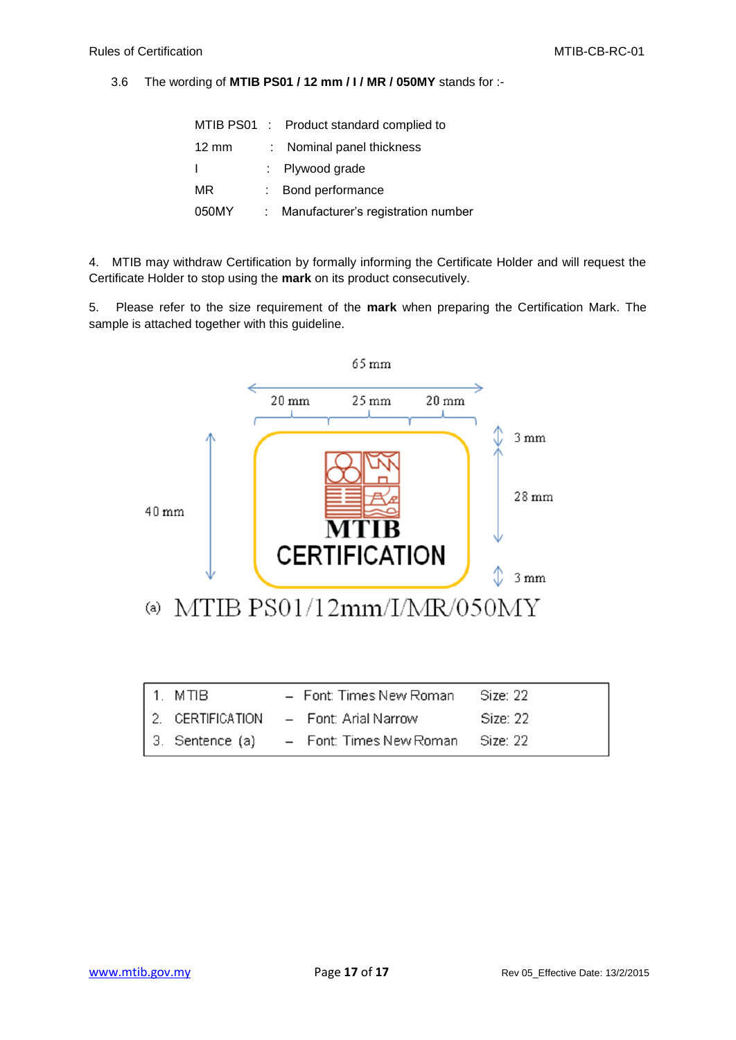3.6 The wording of **MTIB PS01 / 12 mm / I / MR / 050MY** stands for :-

| | | |
|---|---|---|
| MTIB PS01 | : | Product standard complied to |
| 12 mm | : | Nominal panel thickness |
| I | : | Plywood grade |
| MR | : | Bond performance |
| 050MY | : | Manufacturer's registration number |

4. MTIB may withdraw Certification by formally informing the Certificate Holder and will request the Certificate Holder to stop using the **mark** on its product consecutively.

5. Please refer to the size requirement of the **mark** when preparing the Certification Mark. The sample is attached together with this guideline.

65 mm

20 mm 25 mm 20 mm

3 mm

28 mm

3 mm

40 mm

MTIB

CERTIFICATION

(a) MTIB PS01/12mm/I/MR/050MY

| | | | |
|---|---|---|---|
| 1. MTIB | – | Font: Times New Roman | Size: 22 |
| 2. CERTIFICATION | – | Font: Arial Narrow | Size: 22 |
| 3. Sentence (a) | – | Font: Times New Roman | Size: 22 |